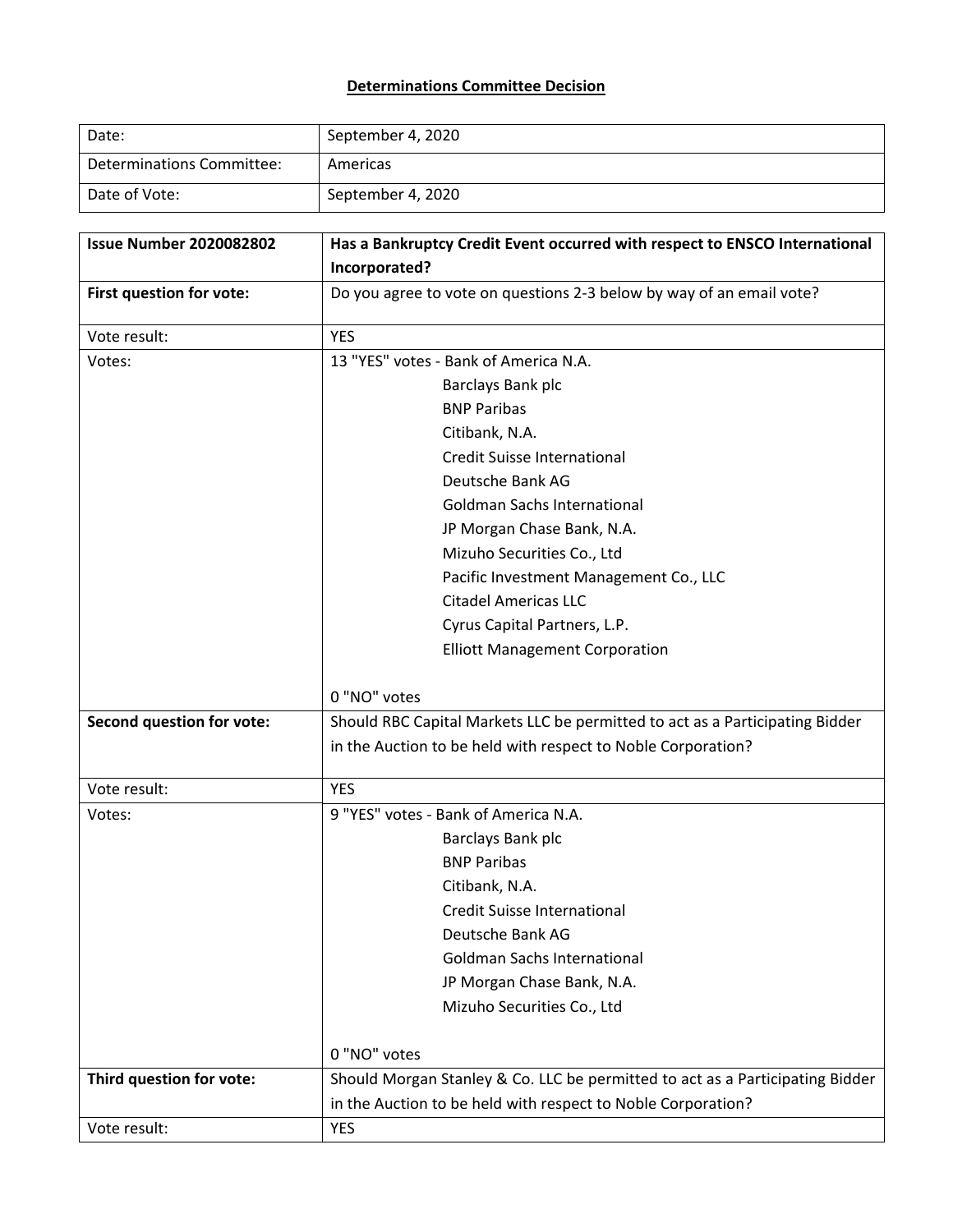**Determinations Committee Decision**

| Date: | September 4, 2020 |
|---|---|
| Determinations Committee: | Americas |
| Date of Vote: | September 4, 2020 |

| **Issue Number 2020082802** | **Has a Bankruptcy Credit Event occurred with respect to ENSCO International Incorporated?** |
|---|---|
| **First question for vote:** | Do you agree to vote on questions 2-3 below by way of an email vote? |
| Vote result: | YES |
| Votes: | 13 "YES" votes - Bank of America N.A.<br>Barclays Bank plc<br>BNP Paribas<br>Citibank, N.A.<br>Credit Suisse International<br>Deutsche Bank AG<br>Goldman Sachs International<br>JP Morgan Chase Bank, N.A.<br>Mizuho Securities Co., Ltd<br>Pacific Investment Management Co., LLC<br>Citadel Americas LLC<br>Cyrus Capital Partners, L.P.<br>Elliott Management Corporation<br><br>0 "NO" votes |
| **Second question for vote:** | Should RBC Capital Markets LLC be permitted to act as a Participating Bidder in the Auction to be held with respect to Noble Corporation? |
| Vote result: | YES |
| Votes: | 9 "YES" votes - Bank of America N.A.<br>Barclays Bank plc<br>BNP Paribas<br>Citibank, N.A.<br>Credit Suisse International<br>Deutsche Bank AG<br>Goldman Sachs International<br>JP Morgan Chase Bank, N.A.<br>Mizuho Securities Co., Ltd<br><br>0 "NO" votes |
| **Third question for vote:** | Should Morgan Stanley & Co. LLC be permitted to act as a Participating Bidder in the Auction to be held with respect to Noble Corporation? |
| Vote result: | YES |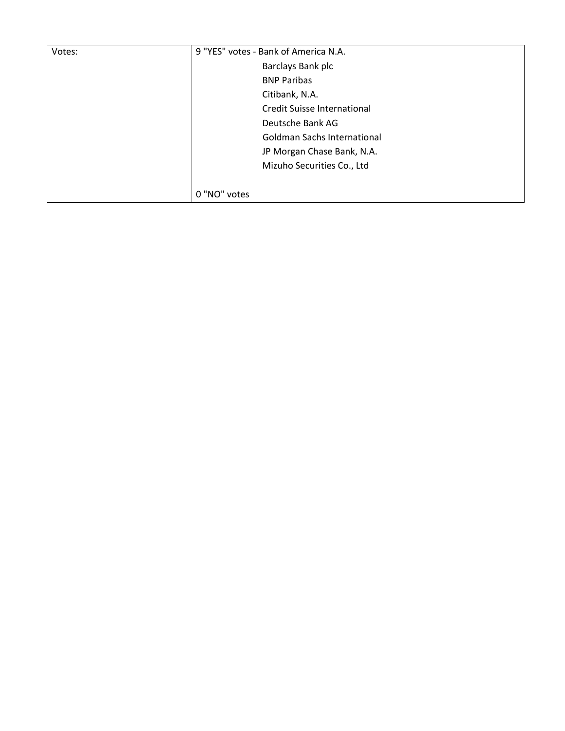| | |
| --- | --- |
| Votes: | 9 "YES" votes - Bank of America N.A.<br>Barclays Bank plc<br>BNP Paribas<br>Citibank, N.A.<br>Credit Suisse International<br>Deutsche Bank AG<br>Goldman Sachs International<br>JP Morgan Chase Bank, N.A.<br>Mizuho Securities Co., Ltd<br><br>0 "NO" votes |